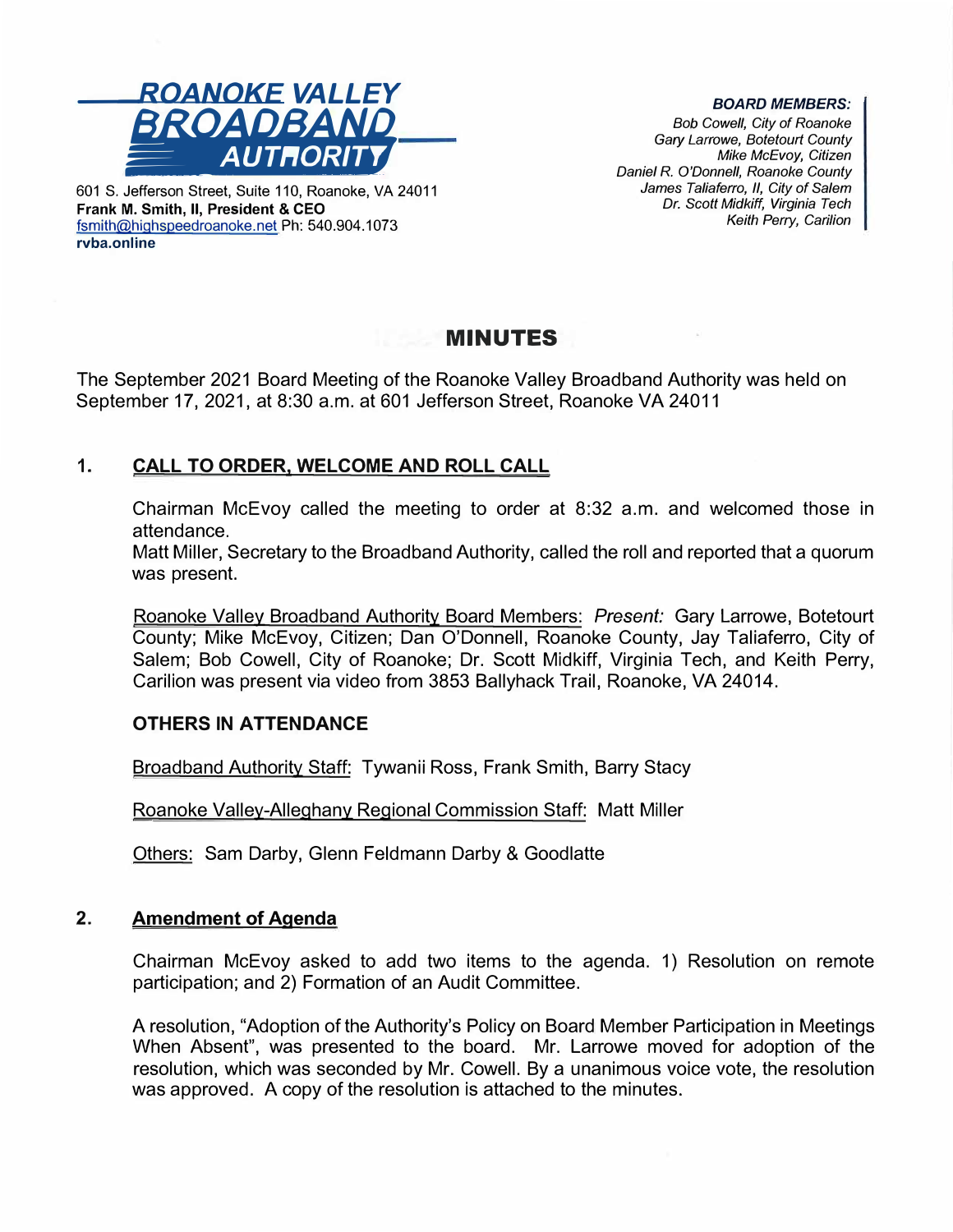**ROANOKE VALLEY BROADBAND AUTHORITY**

601 S. Jefferson Street, Suite 110, Roanoke, VA 24011
**Frank M. Smith, II, President & CEO**
fsmith@highspeedroanoke.net Ph: 540.904.1073
**rvba.online**

***BOARD MEMBERS:***
*Bob Cowell, City of Roanoke*
*Gary Larrowe, Botetourt County*
*Mike McEvoy, Citizen*
*Daniel R. O'Donnell, Roanoke County*
*James Taliaferro, II, City of Salem*
*Dr. Scott Midkiff, Virginia Tech*
*Keith Perry, Carilion*

# MINUTES

The September 2021 Board Meeting of the Roanoke Valley Broadband Authority was held on September 17, 2021, at 8:30 a.m. at 601 Jefferson Street, Roanoke VA 24011

## 1. CALL TO ORDER, WELCOME AND ROLL CALL

Chairman McEvoy called the meeting to order at 8:32 a.m. and welcomed those in attendance.
Matt Miller, Secretary to the Broadband Authority, called the roll and reported that a quorum was present.

Roanoke Valley Broadband Authority Board Members: *Present:* Gary Larrowe, Botetourt County; Mike McEvoy, Citizen; Dan O'Donnell, Roanoke County, Jay Taliaferro, City of Salem; Bob Cowell, City of Roanoke; Dr. Scott Midkiff, Virginia Tech, and Keith Perry, Carilion was present via video from 3853 Ballyhack Trail, Roanoke, VA 24014.

### OTHERS IN ATTENDANCE

Broadband Authority Staff: Tywanii Ross, Frank Smith, Barry Stacy

Roanoke Valley-Alleghany Regional Commission Staff: Matt Miller

Others: Sam Darby, Glenn Feldmann Darby & Goodlatte

## 2. Amendment of Agenda

Chairman McEvoy asked to add two items to the agenda. 1) Resolution on remote participation; and 2) Formation of an Audit Committee.

A resolution, "Adoption of the Authority's Policy on Board Member Participation in Meetings When Absent", was presented to the board. Mr. Larrowe moved for adoption of the resolution, which was seconded by Mr. Cowell. By a unanimous voice vote, the resolution was approved. A copy of the resolution is attached to the minutes.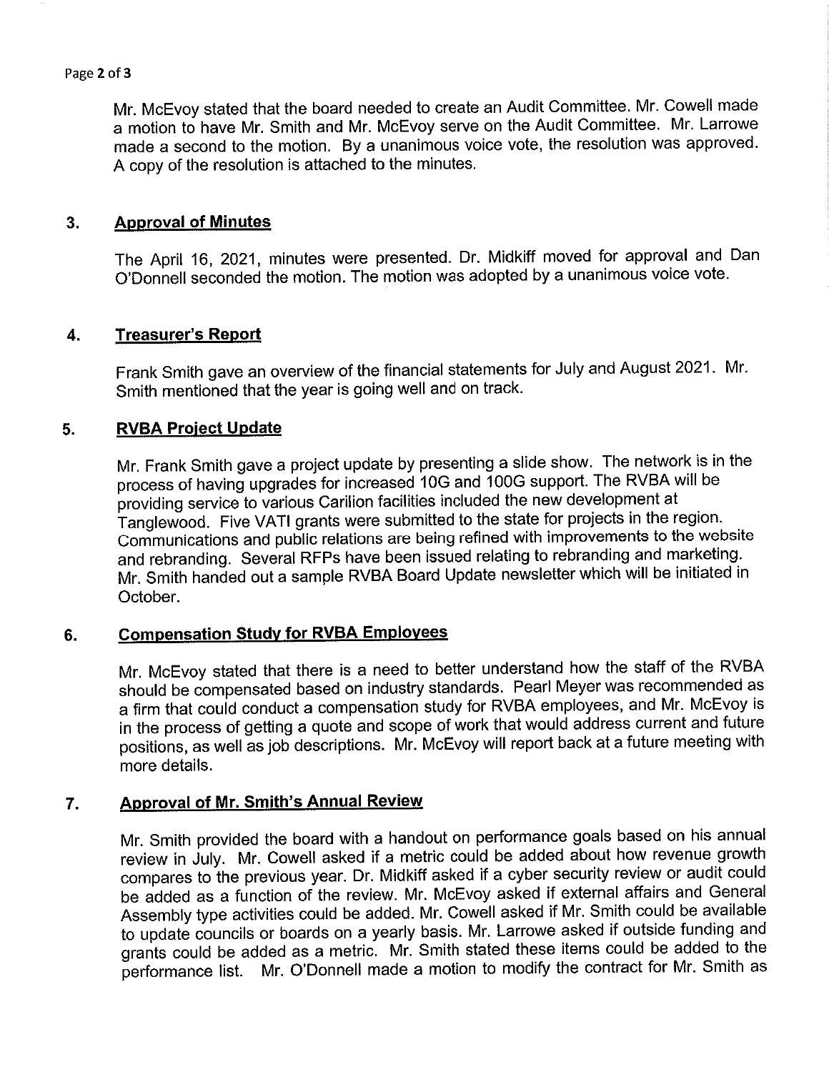Mr. McEvoy stated that the board needed to create an Audit Committee. Mr. Cowell made a motion to have Mr. Smith and Mr. McEvoy serve on the Audit Committee. Mr. Larrowe made a second to the motion. By a unanimous voice vote, the resolution was approved. A copy of the resolution is attached to the minutes.

## 3. Approval of Minutes

The April 16, 2021, minutes were presented. Dr. Midkiff moved for approval and Dan O'Donnell seconded the motion. The motion was adopted by a unanimous voice vote.

## 4. Treasurer's Report

Frank Smith gave an overview of the financial statements for July and August 2021. Mr. Smith mentioned that the year is going well and on track.

## 5. RVBA Project Update

Mr. Frank Smith gave a project update by presenting a slide show. The network is in the process of having upgrades for increased 10G and 100G support. The RVBA will be providing service to various Carilion facilities included the new development at Tanglewood. Five VATI grants were submitted to the state for projects in the region. Communications and public relations are being refined with improvements to the website and rebranding. Several RFPs have been issued relating to rebranding and marketing. Mr. Smith handed out a sample RVBA Board Update newsletter which will be initiated in October.

## 6. Compensation Study for RVBA Employees

Mr. McEvoy stated that there is a need to better understand how the staff of the RVBA should be compensated based on industry standards. Pearl Meyer was recommended as a firm that could conduct a compensation study for RVBA employees, and Mr. McEvoy is in the process of getting a quote and scope of work that would address current and future positions, as well as job descriptions. Mr. McEvoy will report back at a future meeting with more details.

## 7. Approval of Mr. Smith's Annual Review

Mr. Smith provided the board with a handout on performance goals based on his annual review in July. Mr. Cowell asked if a metric could be added about how revenue growth compares to the previous year. Dr. Midkiff asked if a cyber security review or audit could be added as a function of the review. Mr. McEvoy asked if external affairs and General Assembly type activities could be added. Mr. Cowell asked if Mr. Smith could be available to update councils or boards on a yearly basis. Mr. Larrowe asked if outside funding and grants could be added as a metric. Mr. Smith stated these items could be added to the performance list. Mr. O'Donnell made a motion to modify the contract for Mr. Smith as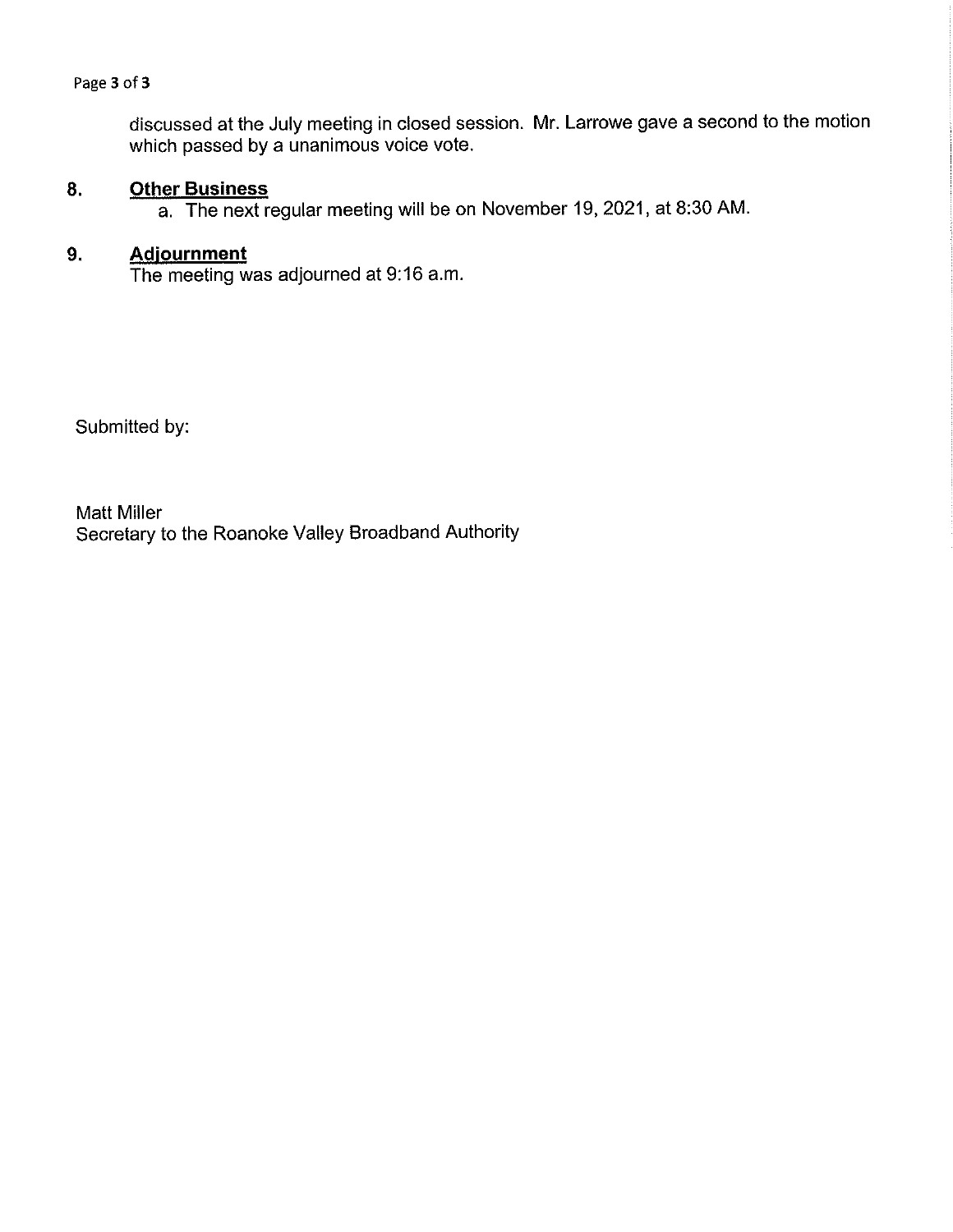discussed at the July meeting in closed session. Mr. Larrowe gave a second to the motion which passed by a unanimous voice vote.

## 8. Other Business

a. The next regular meeting will be on November 19, 2021, at 8:30 AM.

## 9. Adjournment

The meeting was adjourned at 9:16 a.m.

Submitted by:

Matt Miller
Secretary to the Roanoke Valley Broadband Authority